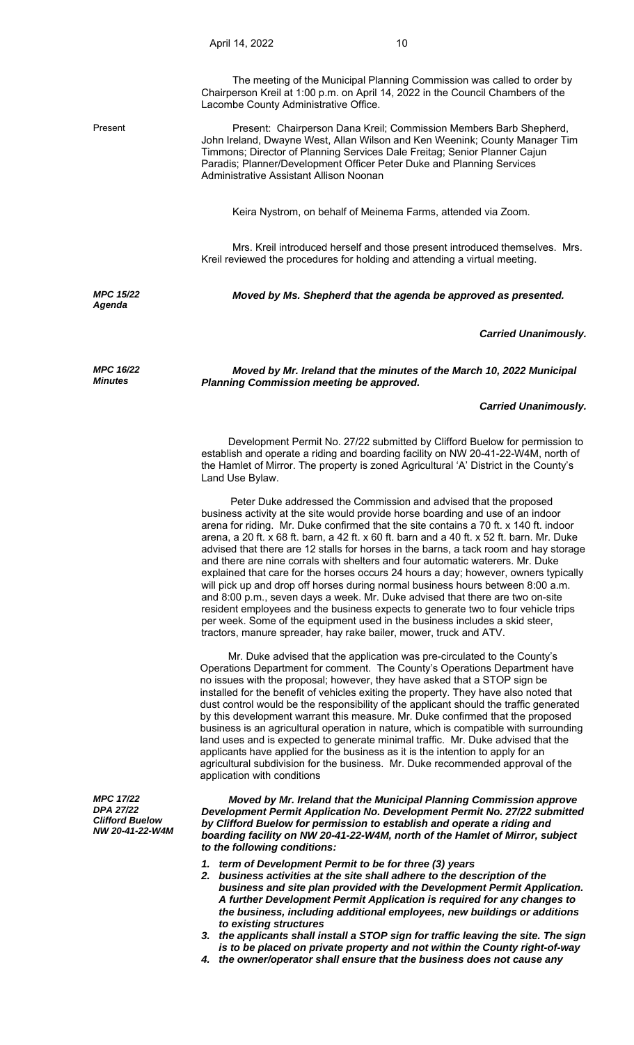The meeting of the Municipal Planning Commission was called to order by Chairperson Kreil at 1:00 p.m. on April 14, 2022 in the Council Chambers of the Lacombe County Administrative Office.

Present

Present: Chairperson Dana Kreil; Commission Members Barb Shepherd, John Ireland, Dwayne West, Allan Wilson and Ken Weenink; County Manager Tim Timmons; Director of Planning Services Dale Freitag; Senior Planner Cajun Paradis; Planner/Development Officer Peter Duke and Planning Services Administrative Assistant Allison Noonan

Keira Nystrom, on behalf of Meinema Farms, attended via Zoom.

Mrs. Kreil introduced herself and those present introduced themselves. Mrs. Kreil reviewed the procedures for holding and attending a virtual meeting.

***MPC 15/22 Agenda***

***Moved by Ms. Shepherd that the agenda be approved as presented.***

***Carried Unanimously.***

***MPC 16/22 Minutes***

***Moved by Mr. Ireland that the minutes of the March 10, 2022 Municipal Planning Commission meeting be approved.***

***Carried Unanimously.***

Development Permit No. 27/22 submitted by Clifford Buelow for permission to establish and operate a riding and boarding facility on NW 20-41-22-W4M, north of the Hamlet of Mirror. The property is zoned Agricultural 'A' District in the County's Land Use Bylaw.

Peter Duke addressed the Commission and advised that the proposed business activity at the site would provide horse boarding and use of an indoor arena for riding. Mr. Duke confirmed that the site contains a 70 ft. x 140 ft. indoor arena, a 20 ft. x 68 ft. barn, a 42 ft. x 60 ft. barn and a 40 ft. x 52 ft. barn. Mr. Duke advised that there are 12 stalls for horses in the barns, a tack room and hay storage and there are nine corrals with shelters and four automatic waterers. Mr. Duke explained that care for the horses occurs 24 hours a day; however, owners typically will pick up and drop off horses during normal business hours between 8:00 a.m. and 8:00 p.m., seven days a week. Mr. Duke advised that there are two on-site resident employees and the business expects to generate two to four vehicle trips per week. Some of the equipment used in the business includes a skid steer, tractors, manure spreader, hay rake bailer, mower, truck and ATV.

Mr. Duke advised that the application was pre-circulated to the County's Operations Department for comment. The County's Operations Department have no issues with the proposal; however, they have asked that a STOP sign be installed for the benefit of vehicles exiting the property. They have also noted that dust control would be the responsibility of the applicant should the traffic generated by this development warrant this measure. Mr. Duke confirmed that the proposed business is an agricultural operation in nature, which is compatible with surrounding land uses and is expected to generate minimal traffic. Mr. Duke advised that the applicants have applied for the business as it is the intention to apply for an agricultural subdivision for the business. Mr. Duke recommended approval of the application with conditions

***MPC 17/22 DPA 27/22 Clifford Buelow NW 20-41-22-W4M***

***Moved by Mr. Ireland that the Municipal Planning Commission approve Development Permit Application No. Development Permit No. 27/22 submitted by Clifford Buelow for permission to establish and operate a riding and boarding facility on NW 20-41-22-W4M, north of the Hamlet of Mirror, subject to the following conditions:***

1. ***term of Development Permit to be for three (3) years***
2. ***business activities at the site shall adhere to the description of the business and site plan provided with the Development Permit Application. A further Development Permit Application is required for any changes to the business, including additional employees, new buildings or additions to existing structures***
3. ***the applicants shall install a STOP sign for traffic leaving the site. The sign is to be placed on private property and not within the County right-of-way***
4. ***the owner/operator shall ensure that the business does not cause any***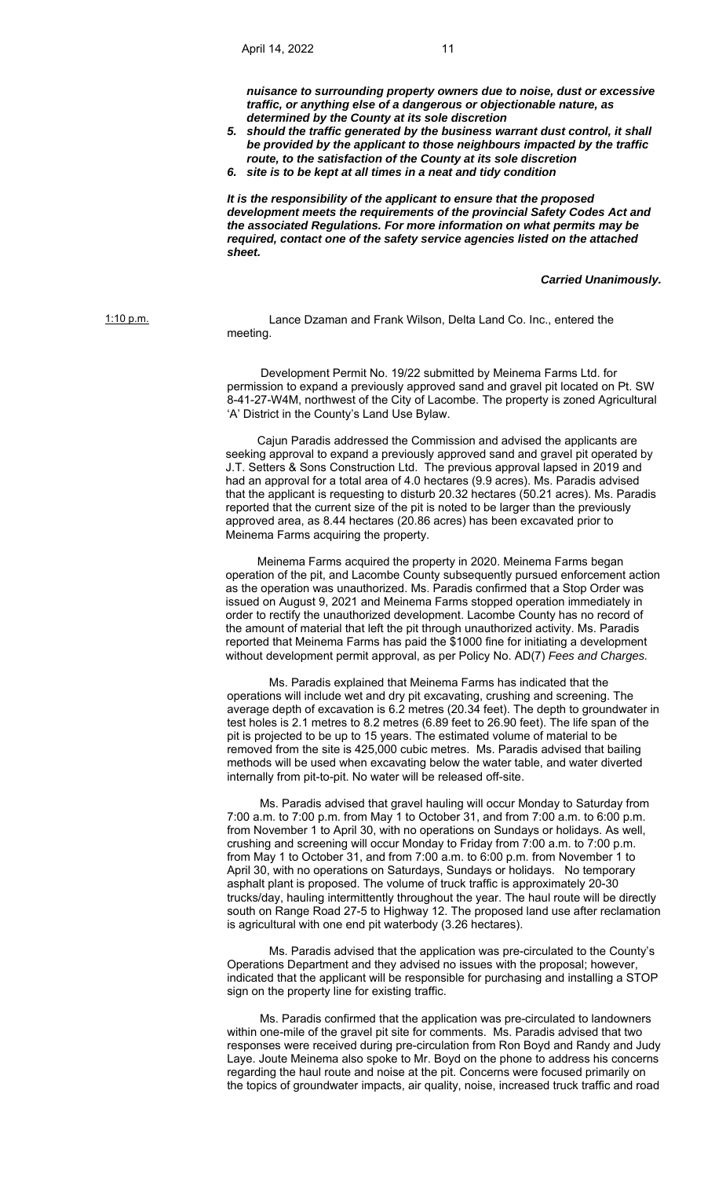***nuisance to surrounding property owners due to noise, dust or excessive traffic, or anything else of a dangerous or objectionable nature, as determined by the County at its sole discretion***

5. ***should the traffic generated by the business warrant dust control, it shall be provided by the applicant to those neighbours impacted by the traffic route, to the satisfaction of the County at its sole discretion***
6. ***site is to be kept at all times in a neat and tidy condition***

***It is the responsibility of the applicant to ensure that the proposed development meets the requirements of the provincial Safety Codes Act and the associated Regulations. For more information on what permits may be required, contact one of the safety service agencies listed on the attached sheet.***

***Carried Unanimously.***

1:10 p.m. Lance Dzaman and Frank Wilson, Delta Land Co. Inc., entered the meeting.

Development Permit No. 19/22 submitted by Meinema Farms Ltd. for permission to expand a previously approved sand and gravel pit located on Pt. SW 8-41-27-W4M, northwest of the City of Lacombe. The property is zoned Agricultural 'A' District in the County's Land Use Bylaw.

Cajun Paradis addressed the Commission and advised the applicants are seeking approval to expand a previously approved sand and gravel pit operated by J.T. Setters & Sons Construction Ltd. The previous approval lapsed in 2019 and had an approval for a total area of 4.0 hectares (9.9 acres). Ms. Paradis advised that the applicant is requesting to disturb 20.32 hectares (50.21 acres). Ms. Paradis reported that the current size of the pit is noted to be larger than the previously approved area, as 8.44 hectares (20.86 acres) has been excavated prior to Meinema Farms acquiring the property.

Meinema Farms acquired the property in 2020. Meinema Farms began operation of the pit, and Lacombe County subsequently pursued enforcement action as the operation was unauthorized. Ms. Paradis confirmed that a Stop Order was issued on August 9, 2021 and Meinema Farms stopped operation immediately in order to rectify the unauthorized development. Lacombe County has no record of the amount of material that left the pit through unauthorized activity. Ms. Paradis reported that Meinema Farms has paid the $1000 fine for initiating a development without development permit approval, as per Policy No. AD(7) *Fees and Charges.*

Ms. Paradis explained that Meinema Farms has indicated that the operations will include wet and dry pit excavating, crushing and screening. The average depth of excavation is 6.2 metres (20.34 feet). The depth to groundwater in test holes is 2.1 metres to 8.2 metres (6.89 feet to 26.90 feet). The life span of the pit is projected to be up to 15 years. The estimated volume of material to be removed from the site is 425,000 cubic metres. Ms. Paradis advised that bailing methods will be used when excavating below the water table, and water diverted internally from pit-to-pit. No water will be released off-site.

Ms. Paradis advised that gravel hauling will occur Monday to Saturday from 7:00 a.m. to 7:00 p.m. from May 1 to October 31, and from 7:00 a.m. to 6:00 p.m. from November 1 to April 30, with no operations on Sundays or holidays. As well, crushing and screening will occur Monday to Friday from 7:00 a.m. to 7:00 p.m. from May 1 to October 31, and from 7:00 a.m. to 6:00 p.m. from November 1 to April 30, with no operations on Saturdays, Sundays or holidays. No temporary asphalt plant is proposed. The volume of truck traffic is approximately 20-30 trucks/day, hauling intermittently throughout the year. The haul route will be directly south on Range Road 27-5 to Highway 12. The proposed land use after reclamation is agricultural with one end pit waterbody (3.26 hectares).

Ms. Paradis advised that the application was pre-circulated to the County's Operations Department and they advised no issues with the proposal; however, indicated that the applicant will be responsible for purchasing and installing a STOP sign on the property line for existing traffic.

Ms. Paradis confirmed that the application was pre-circulated to landowners within one-mile of the gravel pit site for comments. Ms. Paradis advised that two responses were received during pre-circulation from Ron Boyd and Randy and Judy Laye. Joute Meinema also spoke to Mr. Boyd on the phone to address his concerns regarding the haul route and noise at the pit. Concerns were focused primarily on the topics of groundwater impacts, air quality, noise, increased truck traffic and road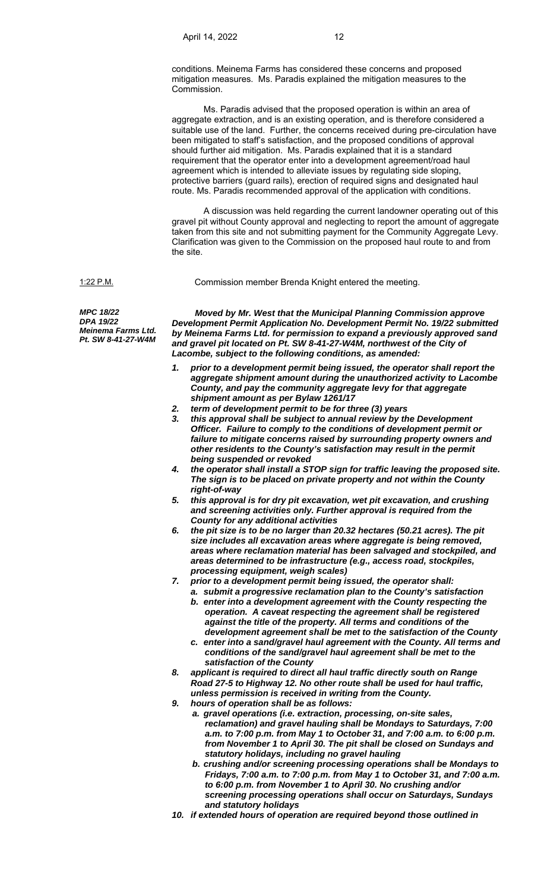conditions. Meinema Farms has considered these concerns and proposed mitigation measures. Ms. Paradis explained the mitigation measures to the Commission.

Ms. Paradis advised that the proposed operation is within an area of aggregate extraction, and is an existing operation, and is therefore considered a suitable use of the land. Further, the concerns received during pre-circulation have been mitigated to staff's satisfaction, and the proposed conditions of approval should further aid mitigation. Ms. Paradis explained that it is a standard requirement that the operator enter into a development agreement/road haul agreement which is intended to alleviate issues by regulating side sloping, protective barriers (guard rails), erection of required signs and designated haul route. Ms. Paradis recommended approval of the application with conditions.

A discussion was held regarding the current landowner operating out of this gravel pit without County approval and neglecting to report the amount of aggregate taken from this site and not submitting payment for the Community Aggregate Levy. Clarification was given to the Commission on the proposed haul route to and from the site.

1:22 P.M. Commission member Brenda Knight entered the meeting.

***MPC 18/22***
***DPA 19/22***
***Meinema Farms Ltd.***
***Pt. SW 8-41-27-W4M***

***Moved by Mr. West that the Municipal Planning Commission approve Development Permit Application No. Development Permit No. 19/22 submitted by Meinema Farms Ltd. for permission to expand a previously approved sand and gravel pit located on Pt. SW 8-41-27-W4M, northwest of the City of Lacombe, subject to the following conditions, as amended:***

1. ***prior to a development permit being issued, the operator shall report the aggregate shipment amount during the unauthorized activity to Lacombe County, and pay the community aggregate levy for that aggregate shipment amount as per Bylaw 1261/17***
2. ***term of development permit to be for three (3) years***
3. ***this approval shall be subject to annual review by the Development Officer. Failure to comply to the conditions of development permit or failure to mitigate concerns raised by surrounding property owners and other residents to the County's satisfaction may result in the permit being suspended or revoked***
4. ***the operator shall install a STOP sign for traffic leaving the proposed site. The sign is to be placed on private property and not within the County right-of-way***
5. ***this approval is for dry pit excavation, wet pit excavation, and crushing and screening activities only. Further approval is required from the County for any additional activities***
6. ***the pit size is to be no larger than 20.32 hectares (50.21 acres). The pit size includes all excavation areas where aggregate is being removed, areas where reclamation material has been salvaged and stockpiled, and areas determined to be infrastructure (e.g., access road, stockpiles, processing equipment, weigh scales)***
7. ***prior to a development permit being issued, the operator shall:***
   a. ***submit a progressive reclamation plan to the County's satisfaction***
   b. ***enter into a development agreement with the County respecting the operation. A caveat respecting the agreement shall be registered against the title of the property. All terms and conditions of the development agreement shall be met to the satisfaction of the County***
   c. ***enter into a sand/gravel haul agreement with the County. All terms and conditions of the sand/gravel haul agreement shall be met to the satisfaction of the County***
8. ***applicant is required to direct all haul traffic directly south on Range Road 27-5 to Highway 12. No other route shall be used for haul traffic, unless permission is received in writing from the County.***
9. ***hours of operation shall be as follows:***
   a. ***gravel operations (i.e. extraction, processing, on-site sales, reclamation) and gravel hauling shall be Mondays to Saturdays, 7:00 a.m. to 7:00 p.m. from May 1 to October 31, and 7:00 a.m. to 6:00 p.m. from November 1 to April 30. The pit shall be closed on Sundays and statutory holidays, including no gravel hauling***
   b. ***crushing and/or screening processing operations shall be Mondays to Fridays, 7:00 a.m. to 7:00 p.m. from May 1 to October 31, and 7:00 a.m. to 6:00 p.m. from November 1 to April 30. No crushing and/or screening processing operations shall occur on Saturdays, Sundays and statutory holidays***
10. ***if extended hours of operation are required beyond those outlined in***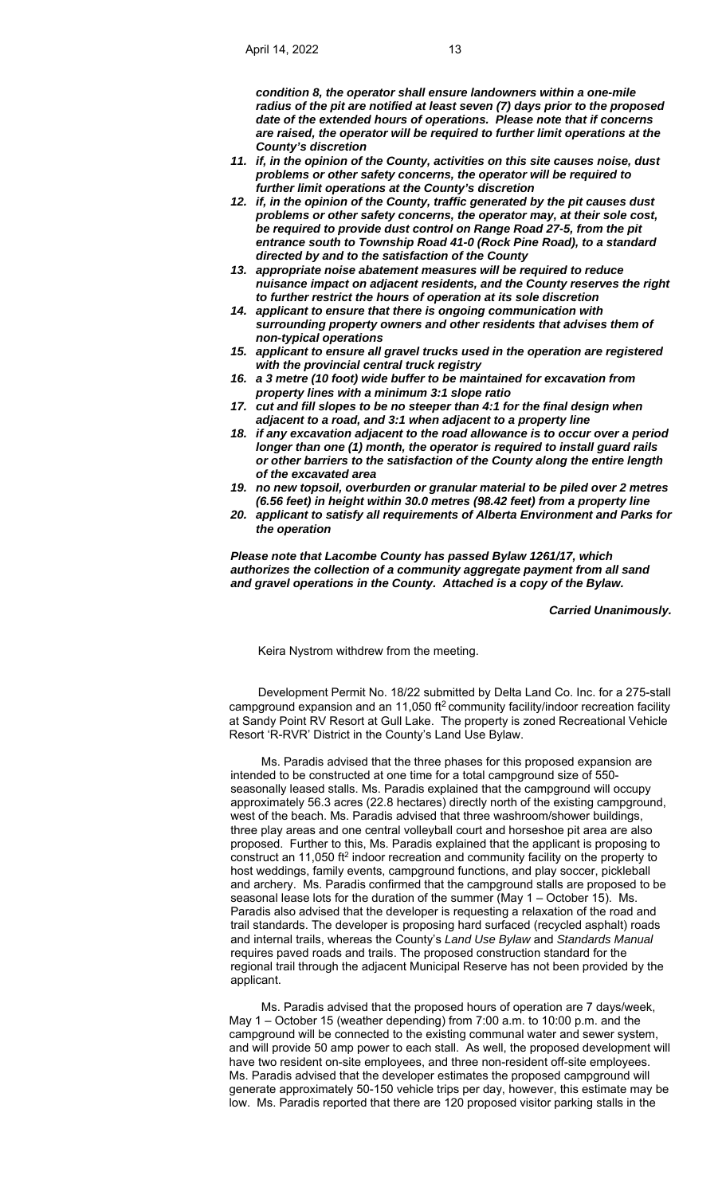*condition 8, the operator shall ensure landowners within a one-mile radius of the pit are notified at least seven (7) days prior to the proposed date of the extended hours of operations. Please note that if concerns are raised, the operator will be required to further limit operations at the County's discretion*

11. *if, in the opinion of the County, activities on this site causes noise, dust problems or other safety concerns, the operator will be required to further limit operations at the County's discretion*
12. *if, in the opinion of the County, traffic generated by the pit causes dust problems or other safety concerns, the operator may, at their sole cost, be required to provide dust control on Range Road 27-5, from the pit entrance south to Township Road 41-0 (Rock Pine Road), to a standard directed by and to the satisfaction of the County*
13. *appropriate noise abatement measures will be required to reduce nuisance impact on adjacent residents, and the County reserves the right to further restrict the hours of operation at its sole discretion*
14. *applicant to ensure that there is ongoing communication with surrounding property owners and other residents that advises them of non-typical operations*
15. *applicant to ensure all gravel trucks used in the operation are registered with the provincial central truck registry*
16. *a 3 metre (10 foot) wide buffer to be maintained for excavation from property lines with a minimum 3:1 slope ratio*
17. *cut and fill slopes to be no steeper than 4:1 for the final design when adjacent to a road, and 3:1 when adjacent to a property line*
18. *if any excavation adjacent to the road allowance is to occur over a period longer than one (1) month, the operator is required to install guard rails or other barriers to the satisfaction of the County along the entire length of the excavated area*
19. *no new topsoil, overburden or granular material to be piled over 2 metres (6.56 feet) in height within 30.0 metres (98.42 feet) from a property line*
20. *applicant to satisfy all requirements of Alberta Environment and Parks for the operation*

*Please note that Lacombe County has passed Bylaw 1261/17, which authorizes the collection of a community aggregate payment from all sand and gravel operations in the County. Attached is a copy of the Bylaw.*

*Carried Unanimously.*

Keira Nystrom withdrew from the meeting.

Development Permit No. 18/22 submitted by Delta Land Co. Inc. for a 275-stall campground expansion and an 11,050 ft$^2$ community facility/indoor recreation facility at Sandy Point RV Resort at Gull Lake. The property is zoned Recreational Vehicle Resort 'R-RVR' District in the County's Land Use Bylaw.

Ms. Paradis advised that the three phases for this proposed expansion are intended to be constructed at one time for a total campground size of 550-seasonally leased stalls. Ms. Paradis explained that the campground will occupy approximately 56.3 acres (22.8 hectares) directly north of the existing campground, west of the beach. Ms. Paradis advised that three washroom/shower buildings, three play areas and one central volleyball court and horseshoe pit area are also proposed. Further to this, Ms. Paradis explained that the applicant is proposing to construct an 11,050 ft$^2$ indoor recreation and community facility on the property to host weddings, family events, campground functions, and play soccer, pickleball and archery. Ms. Paradis confirmed that the campground stalls are proposed to be seasonal lease lots for the duration of the summer (May 1 – October 15). Ms. Paradis also advised that the developer is requesting a relaxation of the road and trail standards. The developer is proposing hard surfaced (recycled asphalt) roads and internal trails, whereas the County's *Land Use Bylaw* and *Standards Manual* requires paved roads and trails. The proposed construction standard for the regional trail through the adjacent Municipal Reserve has not been provided by the applicant.

Ms. Paradis advised that the proposed hours of operation are 7 days/week, May 1 – October 15 (weather depending) from 7:00 a.m. to 10:00 p.m. and the campground will be connected to the existing communal water and sewer system, and will provide 50 amp power to each stall. As well, the proposed development will have two resident on-site employees, and three non-resident off-site employees. Ms. Paradis advised that the developer estimates the proposed campground will generate approximately 50-150 vehicle trips per day, however, this estimate may be low. Ms. Paradis reported that there are 120 proposed visitor parking stalls in the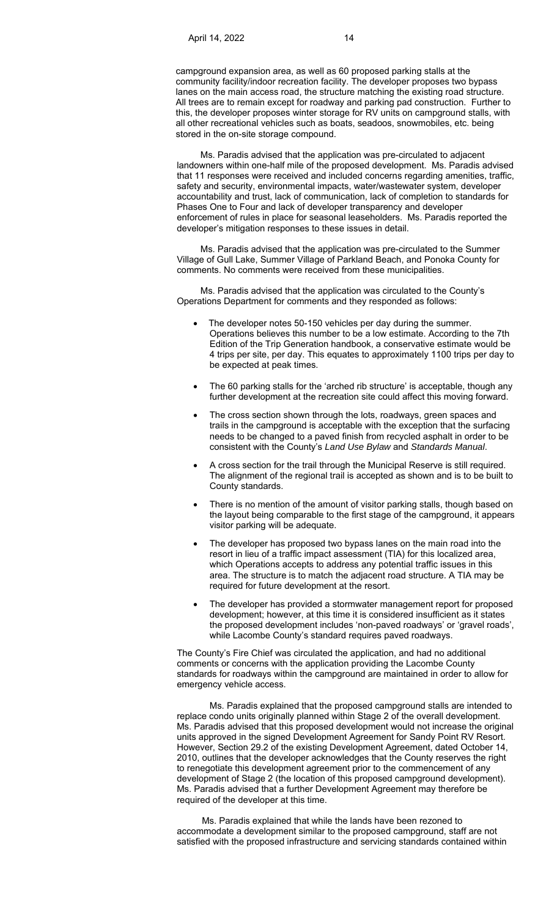campground expansion area, as well as 60 proposed parking stalls at the community facility/indoor recreation facility. The developer proposes two bypass lanes on the main access road, the structure matching the existing road structure. All trees are to remain except for roadway and parking pad construction. Further to this, the developer proposes winter storage for RV units on campground stalls, with all other recreational vehicles such as boats, seadoos, snowmobiles, etc. being stored in the on-site storage compound.

Ms. Paradis advised that the application was pre-circulated to adjacent landowners within one-half mile of the proposed development. Ms. Paradis advised that 11 responses were received and included concerns regarding amenities, traffic, safety and security, environmental impacts, water/wastewater system, developer accountability and trust, lack of communication, lack of completion to standards for Phases One to Four and lack of developer transparency and developer enforcement of rules in place for seasonal leaseholders. Ms. Paradis reported the developer's mitigation responses to these issues in detail.

Ms. Paradis advised that the application was pre-circulated to the Summer Village of Gull Lake, Summer Village of Parkland Beach, and Ponoka County for comments. No comments were received from these municipalities.

Ms. Paradis advised that the application was circulated to the County's Operations Department for comments and they responded as follows:

- The developer notes 50-150 vehicles per day during the summer. Operations believes this number to be a low estimate. According to the 7th Edition of the Trip Generation handbook, a conservative estimate would be 4 trips per site, per day. This equates to approximately 1100 trips per day to be expected at peak times.
- The 60 parking stalls for the 'arched rib structure' is acceptable, though any further development at the recreation site could affect this moving forward.
- The cross section shown through the lots, roadways, green spaces and trails in the campground is acceptable with the exception that the surfacing needs to be changed to a paved finish from recycled asphalt in order to be consistent with the County's *Land Use Bylaw* and *Standards Manual*.
- A cross section for the trail through the Municipal Reserve is still required. The alignment of the regional trail is accepted as shown and is to be built to County standards.
- There is no mention of the amount of visitor parking stalls, though based on the layout being comparable to the first stage of the campground, it appears visitor parking will be adequate.
- The developer has proposed two bypass lanes on the main road into the resort in lieu of a traffic impact assessment (TIA) for this localized area, which Operations accepts to address any potential traffic issues in this area. The structure is to match the adjacent road structure. A TIA may be required for future development at the resort.
- The developer has provided a stormwater management report for proposed development; however, at this time it is considered insufficient as it states the proposed development includes 'non-paved roadways' or 'gravel roads', while Lacombe County's standard requires paved roadways.

The County's Fire Chief was circulated the application, and had no additional comments or concerns with the application providing the Lacombe County standards for roadways within the campground are maintained in order to allow for emergency vehicle access.

Ms. Paradis explained that the proposed campground stalls are intended to replace condo units originally planned within Stage 2 of the overall development. Ms. Paradis advised that this proposed development would not increase the original units approved in the signed Development Agreement for Sandy Point RV Resort. However, Section 29.2 of the existing Development Agreement, dated October 14, 2010, outlines that the developer acknowledges that the County reserves the right to renegotiate this development agreement prior to the commencement of any development of Stage 2 (the location of this proposed campground development). Ms. Paradis advised that a further Development Agreement may therefore be required of the developer at this time.

Ms. Paradis explained that while the lands have been rezoned to accommodate a development similar to the proposed campground, staff are not satisfied with the proposed infrastructure and servicing standards contained within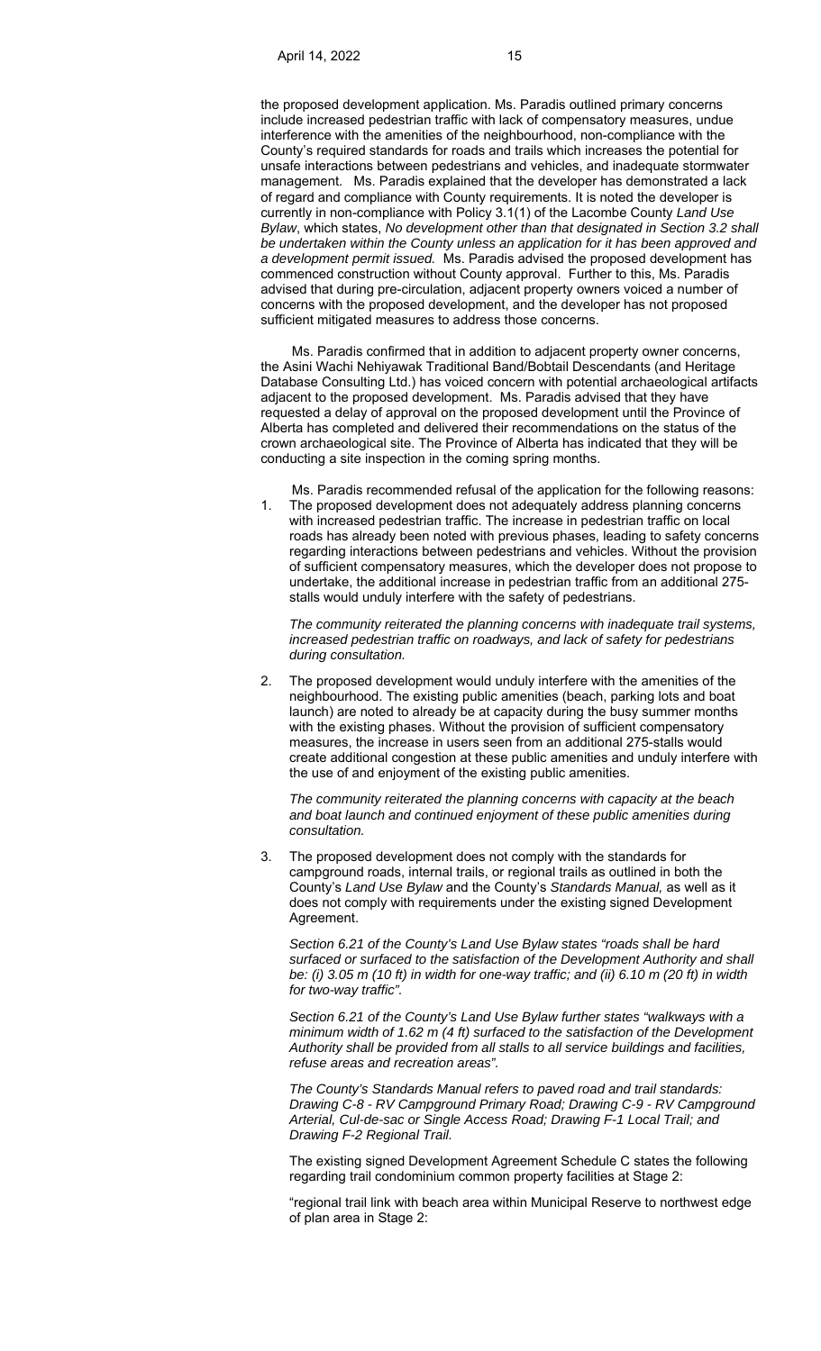the proposed development application. Ms. Paradis outlined primary concerns include increased pedestrian traffic with lack of compensatory measures, undue interference with the amenities of the neighbourhood, non-compliance with the County's required standards for roads and trails which increases the potential for unsafe interactions between pedestrians and vehicles, and inadequate stormwater management. Ms. Paradis explained that the developer has demonstrated a lack of regard and compliance with County requirements. It is noted the developer is currently in non-compliance with Policy 3.1(1) of the Lacombe County *Land Use Bylaw*, which states, *No development other than that designated in Section 3.2 shall be undertaken within the County unless an application for it has been approved and a development permit issued.* Ms. Paradis advised the proposed development has commenced construction without County approval. Further to this, Ms. Paradis advised that during pre-circulation, adjacent property owners voiced a number of concerns with the proposed development, and the developer has not proposed sufficient mitigated measures to address those concerns.

Ms. Paradis confirmed that in addition to adjacent property owner concerns, the Asini Wachi Nehiyawak Traditional Band/Bobtail Descendants (and Heritage Database Consulting Ltd.) has voiced concern with potential archaeological artifacts adjacent to the proposed development. Ms. Paradis advised that they have requested a delay of approval on the proposed development until the Province of Alberta has completed and delivered their recommendations on the status of the crown archaeological site. The Province of Alberta has indicated that they will be conducting a site inspection in the coming spring months.

Ms. Paradis recommended refusal of the application for the following reasons:

1. The proposed development does not adequately address planning concerns with increased pedestrian traffic. The increase in pedestrian traffic on local roads has already been noted with previous phases, leading to safety concerns regarding interactions between pedestrians and vehicles. Without the provision of sufficient compensatory measures, which the developer does not propose to undertake, the additional increase in pedestrian traffic from an additional 275-stalls would unduly interfere with the safety of pedestrians.

   *The community reiterated the planning concerns with inadequate trail systems, increased pedestrian traffic on roadways, and lack of safety for pedestrians during consultation.*

2. The proposed development would unduly interfere with the amenities of the neighbourhood. The existing public amenities (beach, parking lots and boat launch) are noted to already be at capacity during the busy summer months with the existing phases. Without the provision of sufficient compensatory measures, the increase in users seen from an additional 275-stalls would create additional congestion at these public amenities and unduly interfere with the use of and enjoyment of the existing public amenities.

   *The community reiterated the planning concerns with capacity at the beach and boat launch and continued enjoyment of these public amenities during consultation.*

3. The proposed development does not comply with the standards for campground roads, internal trails, or regional trails as outlined in both the County's *Land Use Bylaw* and the County's *Standards Manual,* as well as it does not comply with requirements under the existing signed Development Agreement.

   *Section 6.21 of the County's Land Use Bylaw states "roads shall be hard surfaced or surfaced to the satisfaction of the Development Authority and shall be: (i) 3.05 m (10 ft) in width for one-way traffic; and (ii) 6.10 m (20 ft) in width for two-way traffic".*

   *Section 6.21 of the County's Land Use Bylaw further states "walkways with a minimum width of 1.62 m (4 ft) surfaced to the satisfaction of the Development Authority shall be provided from all stalls to all service buildings and facilities, refuse areas and recreation areas".*

   *The County's Standards Manual refers to paved road and trail standards: Drawing C-8 - RV Campground Primary Road; Drawing C-9 - RV Campground Arterial, Cul-de-sac or Single Access Road; Drawing F-1 Local Trail; and Drawing F-2 Regional Trail.*

   The existing signed Development Agreement Schedule C states the following regarding trail condominium common property facilities at Stage 2:

   "regional trail link with beach area within Municipal Reserve to northwest edge of plan area in Stage 2: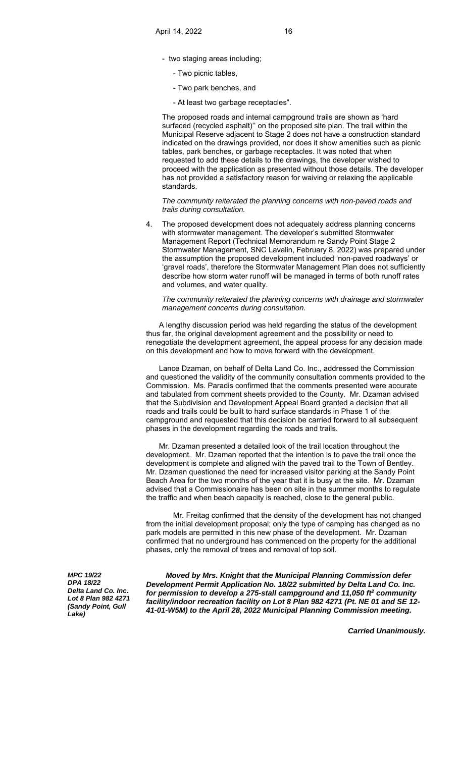- two staging areas including;
  - Two picnic tables,
  - Two park benches, and
  - At least two garbage receptacles".

The proposed roads and internal campground trails are shown as 'hard surfaced (recycled asphalt)'' on the proposed site plan. The trail within the Municipal Reserve adjacent to Stage 2 does not have a construction standard indicated on the drawings provided, nor does it show amenities such as picnic tables, park benches, or garbage receptacles. It was noted that when requested to add these details to the drawings, the developer wished to proceed with the application as presented without those details. The developer has not provided a satisfactory reason for waiving or relaxing the applicable standards.

*The community reiterated the planning concerns with non-paved roads and trails during consultation.*

4. The proposed development does not adequately address planning concerns with stormwater management. The developer's submitted Stormwater Management Report (Technical Memorandum re Sandy Point Stage 2 Stormwater Management, SNC Lavalin, February 8, 2022) was prepared under the assumption the proposed development included 'non-paved roadways' or 'gravel roads', therefore the Stormwater Management Plan does not sufficiently describe how storm water runoff will be managed in terms of both runoff rates and volumes, and water quality.

   *The community reiterated the planning concerns with drainage and stormwater management concerns during consultation.*

A lengthy discussion period was held regarding the status of the development thus far, the original development agreement and the possibility or need to renegotiate the development agreement, the appeal process for any decision made on this development and how to move forward with the development.

Lance Dzaman, on behalf of Delta Land Co. Inc., addressed the Commission and questioned the validity of the community consultation comments provided to the Commission. Ms. Paradis confirmed that the comments presented were accurate and tabulated from comment sheets provided to the County. Mr. Dzaman advised that the Subdivision and Development Appeal Board granted a decision that all roads and trails could be built to hard surface standards in Phase 1 of the campground and requested that this decision be carried forward to all subsequent phases in the development regarding the roads and trails.

Mr. Dzaman presented a detailed look of the trail location throughout the development. Mr. Dzaman reported that the intention is to pave the trail once the development is complete and aligned with the paved trail to the Town of Bentley. Mr. Dzaman questioned the need for increased visitor parking at the Sandy Point Beach Area for the two months of the year that it is busy at the site. Mr. Dzaman advised that a Commissionaire has been on site in the summer months to regulate the traffic and when beach capacity is reached, close to the general public.

Mr. Freitag confirmed that the density of the development has not changed from the initial development proposal; only the type of camping has changed as no park models are permitted in this new phase of the development. Mr. Dzaman confirmed that no underground has commenced on the property for the additional phases, only the removal of trees and removal of top soil.

***MPC 19/22***
***DPA 18/22***
***Delta Land Co. Inc.***
***Lot 8 Plan 982 4271***
***(Sandy Point, Gull Lake)***

***Moved by Mrs. Knight that the Municipal Planning Commission defer Development Permit Application No. 18/22 submitted by Delta Land Co. Inc. for permission to develop a 275-stall campground and 11,050 ft² community facility/indoor recreation facility on Lot 8 Plan 982 4271 (Pt. NE 01 and SE 12-41-01-W5M) to the April 28, 2022 Municipal Planning Commission meeting.***

***Carried Unanimously.***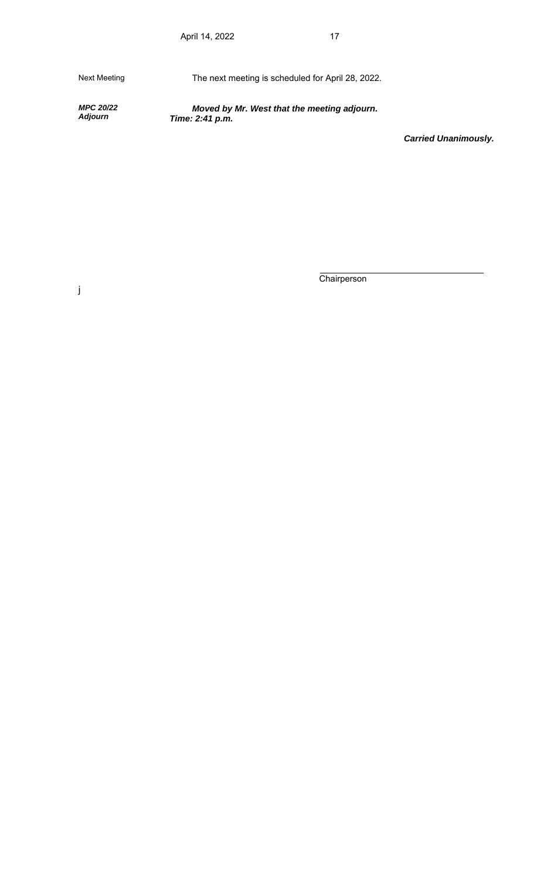Next Meeting

The next meeting is scheduled for April 28, 2022.

***MPC 20/22***
***Adjourn***

***Moved by Mr. West that the meeting adjourn.***
***Time: 2:41 p.m.***

***Carried Unanimously.***

\_\_\_\_\_\_\_\_\_\_\_\_\_\_\_\_\_\_\_\_\_\_\_\_\_\_\_\_\_\_\_\_
Chairperson

j